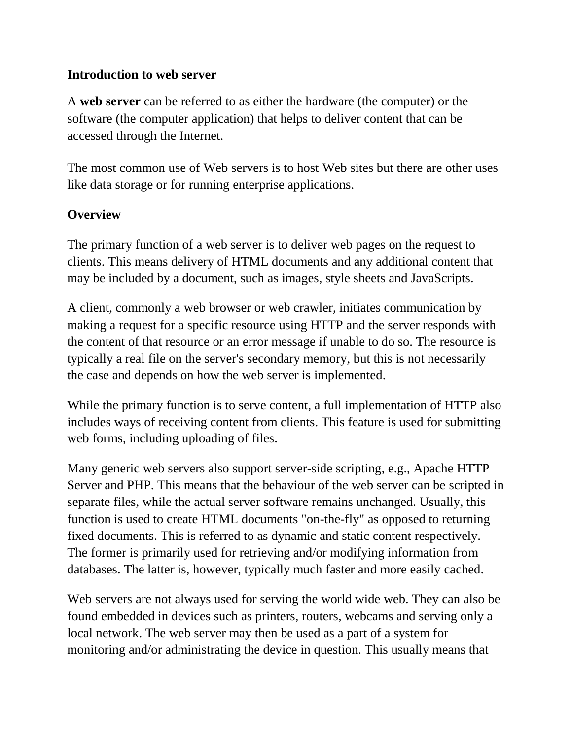**Introduction to web server**

A **web server** can be referred to as either the hardware (the computer) or the software (the computer application) that helps to deliver content that can be accessed through the Internet.

The most common use of Web servers is to host Web sites but there are other uses like data storage or for running enterprise applications.

**Overview**

The primary function of a web server is to deliver web pages on the request to clients. This means delivery of HTML documents and any additional content that may be included by a document, such as images, style sheets and JavaScripts.

A client, commonly a web browser or web crawler, initiates communication by making a request for a specific resource using HTTP and the server responds with the content of that resource or an error message if unable to do so. The resource is typically a real file on the server's secondary memory, but this is not necessarily the case and depends on how the web server is implemented.

While the primary function is to serve content, a full implementation of HTTP also includes ways of receiving content from clients. This feature is used for submitting web forms, including uploading of files.

Many generic web servers also support server-side scripting, e.g., Apache HTTP Server and PHP. This means that the behaviour of the web server can be scripted in separate files, while the actual server software remains unchanged. Usually, this function is used to create HTML documents "on-the-fly" as opposed to returning fixed documents. This is referred to as dynamic and static content respectively. The former is primarily used for retrieving and/or modifying information from databases. The latter is, however, typically much faster and more easily cached.

Web servers are not always used for serving the world wide web. They can also be found embedded in devices such as printers, routers, webcams and serving only a local network. The web server may then be used as a part of a system for monitoring and/or administrating the device in question. This usually means that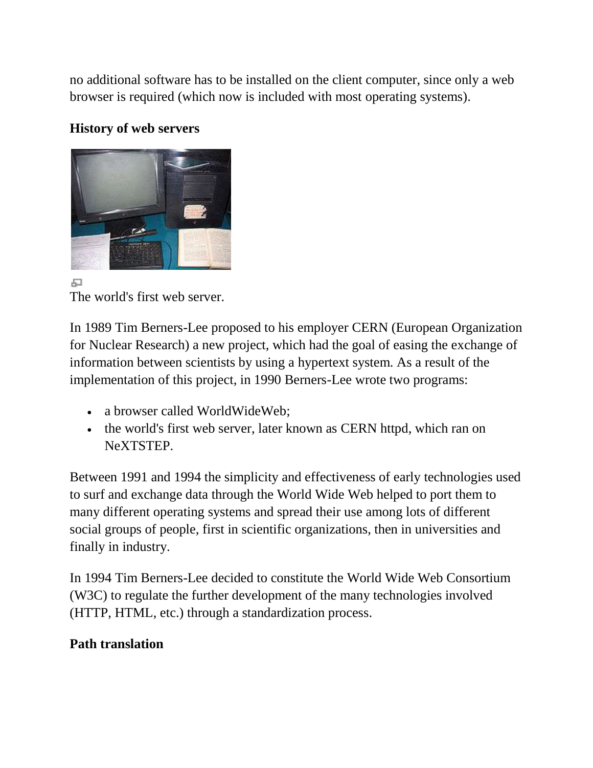no additional software has to be installed on the client computer, since only a web browser is required (which now is included with most operating systems).

**History of web servers**

The world's first web server.

In 1989 Tim Berners-Lee proposed to his employer CERN (European Organization for Nuclear Research) a new project, which had the goal of easing the exchange of information between scientists by using a hypertext system. As a result of the implementation of this project, in 1990 Berners-Lee wrote two programs:

- a browser called WorldWideWeb;
- the world's first web server, later known as CERN httpd, which ran on NeXTSTEP.

Between 1991 and 1994 the simplicity and effectiveness of early technologies used to surf and exchange data through the World Wide Web helped to port them to many different operating systems and spread their use among lots of different social groups of people, first in scientific organizations, then in universities and finally in industry.

In 1994 Tim Berners-Lee decided to constitute the World Wide Web Consortium (W3C) to regulate the further development of the many technologies involved (HTTP, HTML, etc.) through a standardization process.

**Path translation**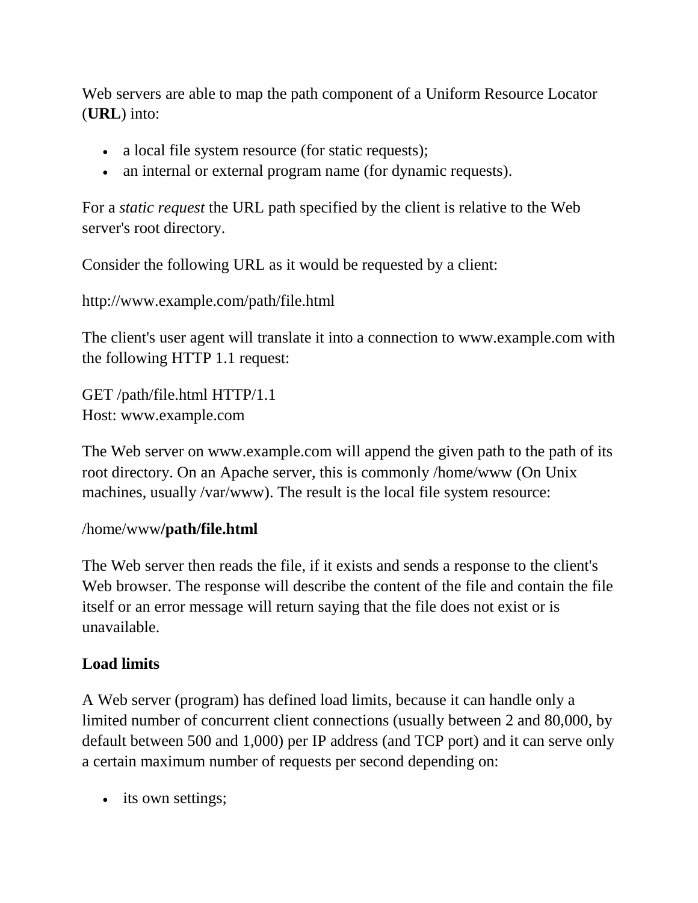Web servers are able to map the path component of a Uniform Resource Locator (**URL**) into:

- a local file system resource (for static requests);
- an internal or external program name (for dynamic requests).

For a *static request* the URL path specified by the client is relative to the Web server's root directory.

Consider the following URL as it would be requested by a client:

http://www.example.com/path/file.html

The client's user agent will translate it into a connection to www.example.com with the following HTTP 1.1 request:

GET /path/file.html HTTP/1.1  
Host: www.example.com

The Web server on www.example.com will append the given path to the path of its root directory. On an Apache server, this is commonly /home/www (On Unix machines, usually /var/www). The result is the local file system resource:

/home/www**/path/file.html**

The Web server then reads the file, if it exists and sends a response to the client's Web browser. The response will describe the content of the file and contain the file itself or an error message will return saying that the file does not exist or is unavailable.

**Load limits**

A Web server (program) has defined load limits, because it can handle only a limited number of concurrent client connections (usually between 2 and 80,000, by default between 500 and 1,000) per IP address (and TCP port) and it can serve only a certain maximum number of requests per second depending on:

- its own settings;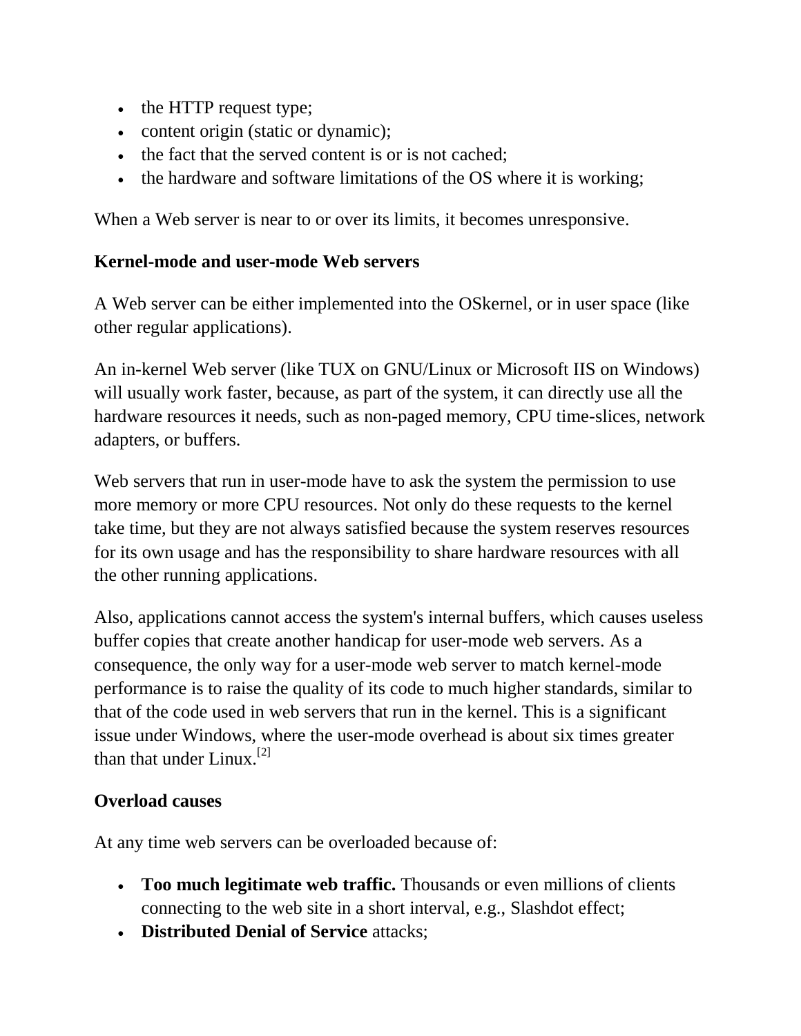- the HTTP request type;
- content origin (static or dynamic);
- the fact that the served content is or is not cached;
- the hardware and software limitations of the OS where it is working;

When a Web server is near to or over its limits, it becomes unresponsive.

**Kernel-mode and user-mode Web servers**

A Web server can be either implemented into the OSkernel, or in user space (like other regular applications).

An in-kernel Web server (like TUX on GNU/Linux or Microsoft IIS on Windows) will usually work faster, because, as part of the system, it can directly use all the hardware resources it needs, such as non-paged memory, CPU time-slices, network adapters, or buffers.

Web servers that run in user-mode have to ask the system the permission to use more memory or more CPU resources. Not only do these requests to the kernel take time, but they are not always satisfied because the system reserves resources for its own usage and has the responsibility to share hardware resources with all the other running applications.

Also, applications cannot access the system's internal buffers, which causes useless buffer copies that create another handicap for user-mode web servers. As a consequence, the only way for a user-mode web server to match kernel-mode performance is to raise the quality of its code to much higher standards, similar to that of the code used in web servers that run in the kernel. This is a significant issue under Windows, where the user-mode overhead is about six times greater than that under Linux.[2]

**Overload causes**

At any time web servers can be overloaded because of:

- **Too much legitimate web traffic.** Thousands or even millions of clients connecting to the web site in a short interval, e.g., Slashdot effect;
- **Distributed Denial of Service** attacks;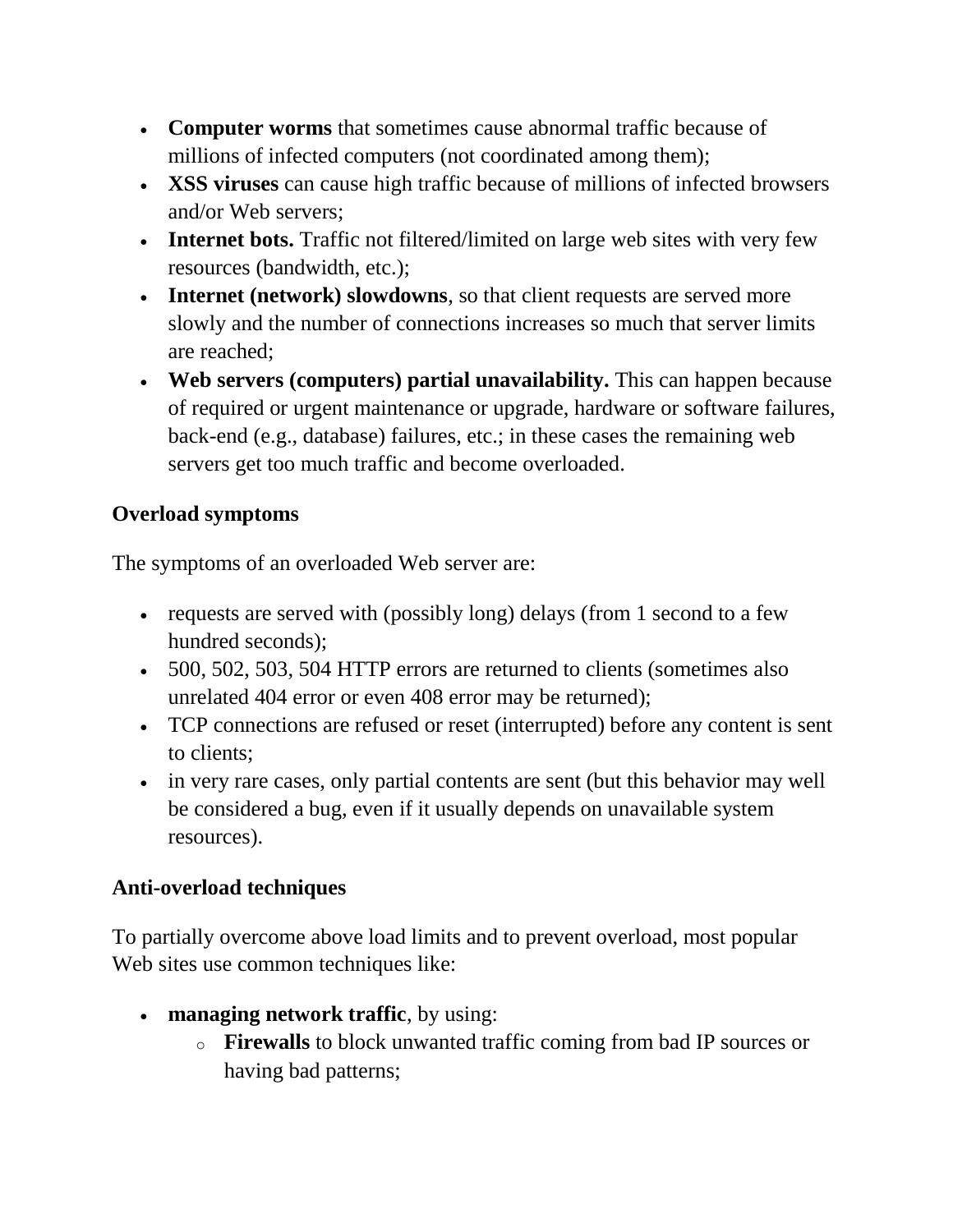- **Computer worms** that sometimes cause abnormal traffic because of millions of infected computers (not coordinated among them);
- **XSS viruses** can cause high traffic because of millions of infected browsers and/or Web servers;
- **Internet bots.** Traffic not filtered/limited on large web sites with very few resources (bandwidth, etc.);
- **Internet (network) slowdowns**, so that client requests are served more slowly and the number of connections increases so much that server limits are reached;
- **Web servers (computers) partial unavailability.** This can happen because of required or urgent maintenance or upgrade, hardware or software failures, back-end (e.g., database) failures, etc.; in these cases the remaining web servers get too much traffic and become overloaded.

### Overload symptoms

The symptoms of an overloaded Web server are:

- requests are served with (possibly long) delays (from 1 second to a few hundred seconds);
- 500, 502, 503, 504 HTTP errors are returned to clients (sometimes also unrelated 404 error or even 408 error may be returned);
- TCP connections are refused or reset (interrupted) before any content is sent to clients;
- in very rare cases, only partial contents are sent (but this behavior may well be considered a bug, even if it usually depends on unavailable system resources).

### Anti-overload techniques

To partially overcome above load limits and to prevent overload, most popular Web sites use common techniques like:

- **managing network traffic**, by using:
  - **Firewalls** to block unwanted traffic coming from bad IP sources or having bad patterns;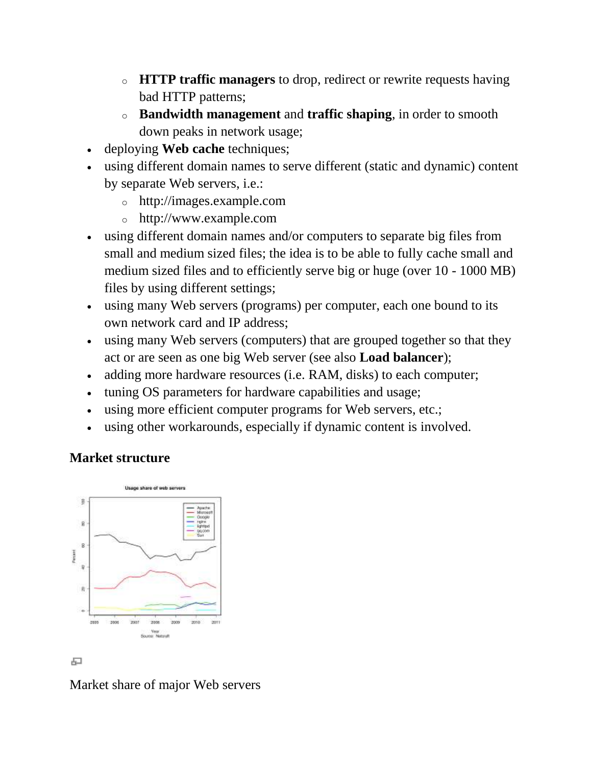- **HTTP traffic managers** to drop, redirect or rewrite requests having bad HTTP patterns;
  - **Bandwidth management** and **traffic shaping**, in order to smooth down peaks in network usage;
- deploying **Web cache** techniques;
- using different domain names to serve different (static and dynamic) content by separate Web servers, i.e.:
  - http://images.example.com
  - http://www.example.com
- using different domain names and/or computers to separate big files from small and medium sized files; the idea is to be able to fully cache small and medium sized files and to efficiently serve big or huge (over 10 - 1000 MB) files by using different settings;
- using many Web servers (programs) per computer, each one bound to its own network card and IP address;
- using many Web servers (computers) that are grouped together so that they act or are seen as one big Web server (see also **Load balancer**);
- adding more hardware resources (i.e. RAM, disks) to each computer;
- tuning OS parameters for hardware capabilities and usage;
- using more efficient computer programs for Web servers, etc.;
- using other workarounds, especially if dynamic content is involved.

### Market structure

Market share of major Web servers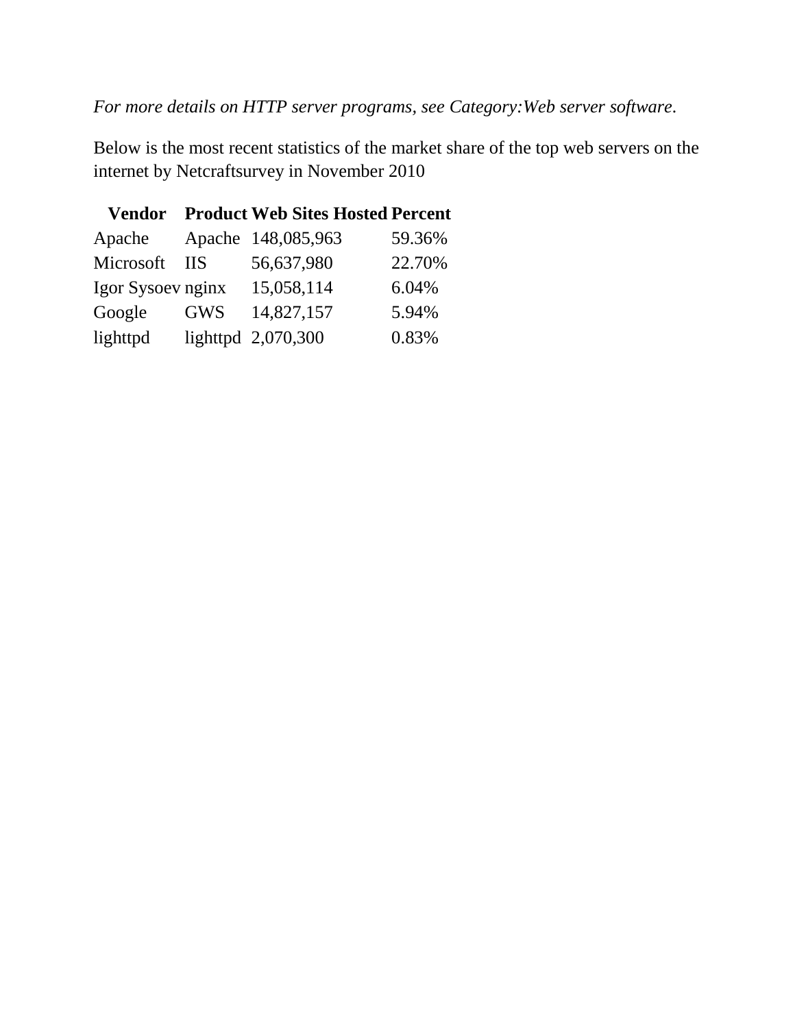*For more details on HTTP server programs, see Category:Web server software.*

Below is the most recent statistics of the market share of the top web servers on the internet by Netcraftsurvey in November 2010

| Vendor | Product | Web Sites Hosted | Percent |
|---|---|---|---|
| Apache | Apache | 148,085,963 | 59.36% |
| Microsoft | IIS | 56,637,980 | 22.70% |
| Igor Sysoev | nginx | 15,058,114 | 6.04% |
| Google | GWS | 14,827,157 | 5.94% |
| lighttpd | lighttpd | 2,070,300 | 0.83% |